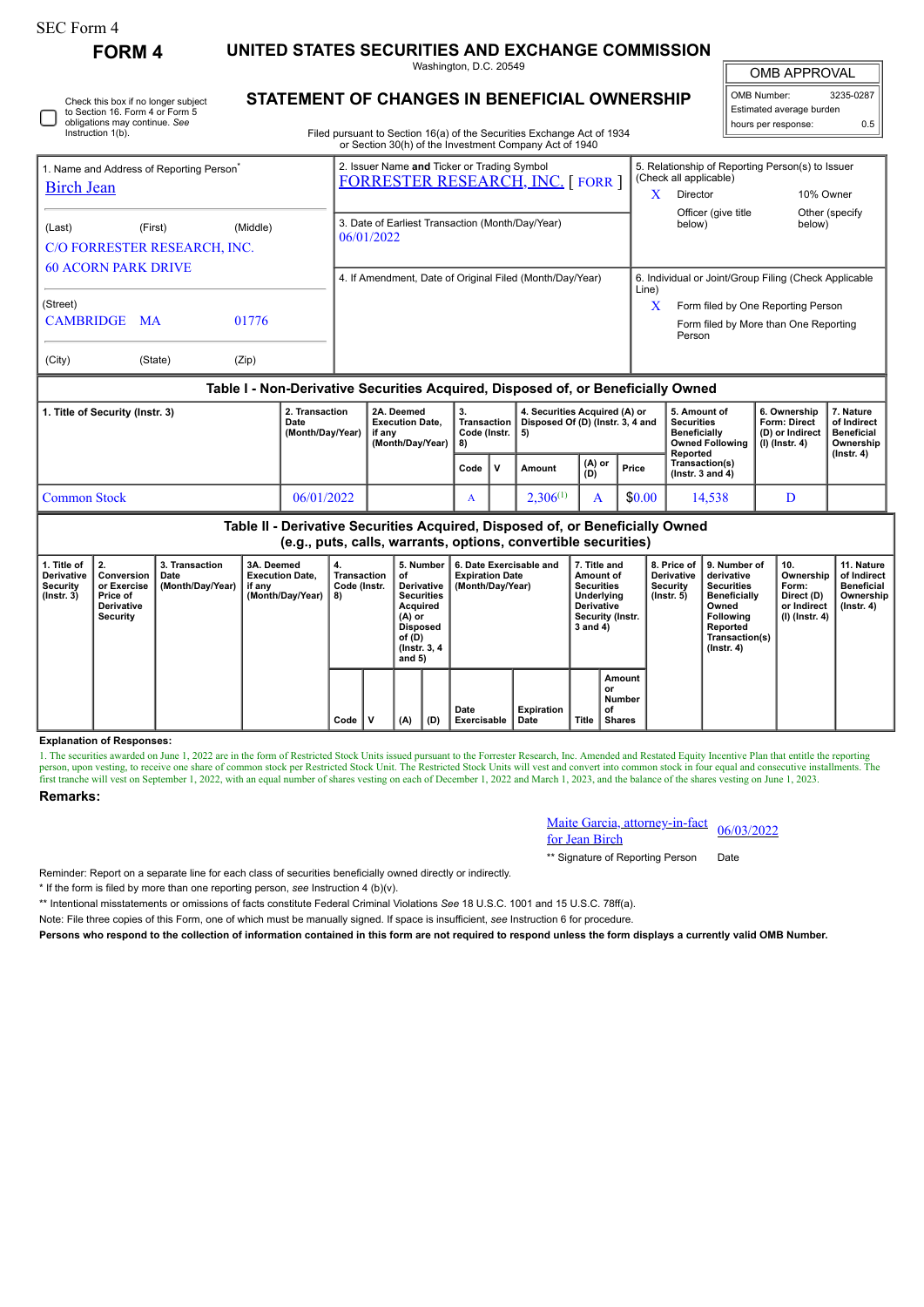SEC Form 4

# FORM 4

## UNITED STATES SECURITIES AND EXCHANGE COMMISSION

Washington, D.C. 20549

## STATEMENT OF CHANGES IN BENEFICIAL OWNERSHIP

Filed pursuant to Section 16(a) of the Securities Exchange Act of 1934 or Section 30(h) of the Investment Company Act of 1940

☐ Check this box if no longer subject to Section 16. Form 4 or Form 5 obligations may continue. *See* Instruction 1(b).

| OMB APPROVAL | |
|---|---|
| OMB Number: | 3235-0287 |
| Estimated average burden hours per response: | 0.5 |

**1. Name and Address of Reporting Person***

Birch Jean

(Last) (First) (Middle)

C/O FORRESTER RESEARCH, INC.
60 ACORN PARK DRIVE

(Street)

CAMBRIDGE MA 01776

(City) (State) (Zip)

**2. Issuer Name and Ticker or Trading Symbol**

FORRESTER RESEARCH, INC. [ FORR ]

**3. Date of Earliest Transaction (Month/Day/Year)**

06/01/2022

**4. If Amendment, Date of Original Filed (Month/Day/Year)**

**5. Relationship of Reporting Person(s) to Issuer (Check all applicable)**

X Director

10% Owner

Officer (give title below)

Other (specify below)

**6. Individual or Joint/Group Filing (Check Applicable Line)**

X Form filed by One Reporting Person

Form filed by More than One Reporting Person

### Table I - Non-Derivative Securities Acquired, Disposed of, or Beneficially Owned

| 1. Title of Security (Instr. 3) | 2. Transaction Date (Month/Day/Year) | 2A. Deemed Execution Date, if any (Month/Day/Year) | 3. Transaction Code (Instr. 8) | | 4. Securities Acquired (A) or Disposed Of (D) (Instr. 3, 4 and 5) | | | 5. Amount of Securities Beneficially Owned Following Reported Transaction(s) (Instr. 3 and 4) | 6. Ownership Form: Direct (D) or Indirect (I) (Instr. 4) | 7. Nature of Indirect Beneficial Ownership (Instr. 4) |
|---|---|---|---|---|---|---|---|---|---|---|
| | | | Code | V | Amount | (A) or (D) | Price | | | |
| Common Stock | 06/01/2022 | | A | | 2,306[1] | A | $0.00 | 14,538 | D | |

### Table II - Derivative Securities Acquired, Disposed of, or Beneficially Owned (e.g., puts, calls, warrants, options, convertible securities)

| 1. Title of Derivative Security (Instr. 3) | 2. Conversion or Exercise Price of Derivative Security | 3. Transaction Date (Month/Day/Year) | 3A. Deemed Execution Date, if any (Month/Day/Year) | 4. Transaction Code (Instr. 8) | | 5. Number of Derivative Securities Acquired (A) or Disposed of (D) (Instr. 3, 4 and 5) | | 6. Date Exercisable and Expiration Date (Month/Day/Year) | | 7. Title and Amount of Securities Underlying Derivative Security (Instr. 3 and 4) | | 8. Price of Derivative Security (Instr. 5) | 9. Number of derivative Securities Beneficially Owned Following Reported Transaction(s) (Instr. 4) | 10. Ownership Form: Direct (D) or Indirect (I) (Instr. 4) | 11. Nature of Indirect Beneficial Ownership (Instr. 4) |
|---|---|---|---|---|---|---|---|---|---|---|---|---|---|---|---|
| | | | | Code | V | (A) | (D) | Date Exercisable | Expiration Date | Title | Amount or Number of Shares | | | | |

**Explanation of Responses:**

1. The securities awarded on June 1, 2022 are in the form of Restricted Stock Units issued pursuant to the Forrester Research, Inc. Amended and Restated Equity Incentive Plan that entitle the reporting person, upon vesting, to receive one share of common stock per Restricted Stock Unit. The Restricted Stock Units will vest and convert into common stock in four equal and consecutive installments. The first tranche will vest on September 1, 2022, with an equal number of shares vesting on each of December 1, 2022 and March 1, 2023, and the balance of the shares vesting on June 1, 2023.

**Remarks:**

Maite Garcia, attorney-in-fact for Jean Birch — 06/03/2022

** Signature of Reporting Person — Date

Reminder: Report on a separate line for each class of securities beneficially owned directly or indirectly.

\* If the form is filed by more than one reporting person, *see* Instruction 4 (b)(v).

\*\* Intentional misstatements or omissions of facts constitute Federal Criminal Violations *See* 18 U.S.C. 1001 and 15 U.S.C. 78ff(a).

Note: File three copies of this Form, one of which must be manually signed. If space is insufficient, *see* Instruction 6 for procedure.

**Persons who respond to the collection of information contained in this form are not required to respond unless the form displays a currently valid OMB Number.**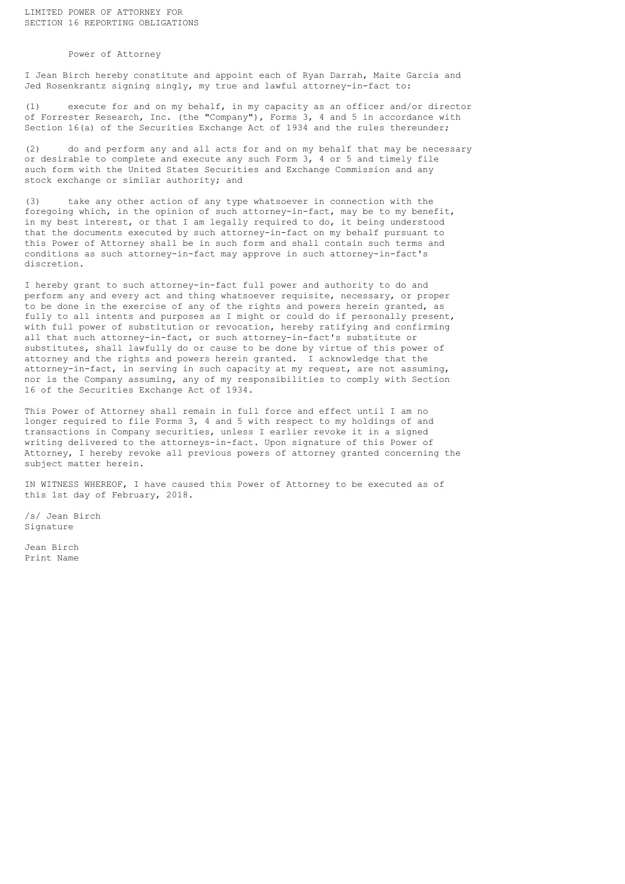LIMITED POWER OF ATTORNEY FOR
SECTION 16 REPORTING OBLIGATIONS

Power of Attorney

I Jean Birch hereby constitute and appoint each of Ryan Darrah, Maite Garcia and Jed Rosenkrantz signing singly, my true and lawful attorney-in-fact to:

(1) execute for and on my behalf, in my capacity as an officer and/or director of Forrester Research, Inc. (the "Company"), Forms 3, 4 and 5 in accordance with Section 16(a) of the Securities Exchange Act of 1934 and the rules thereunder;

(2) do and perform any and all acts for and on my behalf that may be necessary or desirable to complete and execute any such Form 3, 4 or 5 and timely file such form with the United States Securities and Exchange Commission and any stock exchange or similar authority; and

(3) take any other action of any type whatsoever in connection with the foregoing which, in the opinion of such attorney-in-fact, may be to my benefit, in my best interest, or that I am legally required to do, it being understood that the documents executed by such attorney-in-fact on my behalf pursuant to this Power of Attorney shall be in such form and shall contain such terms and conditions as such attorney-in-fact may approve in such attorney-in-fact's discretion.

I hereby grant to such attorney-in-fact full power and authority to do and perform any and every act and thing whatsoever requisite, necessary, or proper to be done in the exercise of any of the rights and powers herein granted, as fully to all intents and purposes as I might or could do if personally present, with full power of substitution or revocation, hereby ratifying and confirming all that such attorney-in-fact, or such attorney-in-fact's substitute or substitutes, shall lawfully do or cause to be done by virtue of this power of attorney and the rights and powers herein granted. I acknowledge that the attorney-in-fact, in serving in such capacity at my request, are not assuming, nor is the Company assuming, any of my responsibilities to comply with Section 16 of the Securities Exchange Act of 1934.

This Power of Attorney shall remain in full force and effect until I am no longer required to file Forms 3, 4 and 5 with respect to my holdings of and transactions in Company securities, unless I earlier revoke it in a signed writing delivered to the attorneys-in-fact. Upon signature of this Power of Attorney, I hereby revoke all previous powers of attorney granted concerning the subject matter herein.

IN WITNESS WHEREOF, I have caused this Power of Attorney to be executed as of this 1st day of February, 2018.

/s/ Jean Birch
Signature

Jean Birch
Print Name